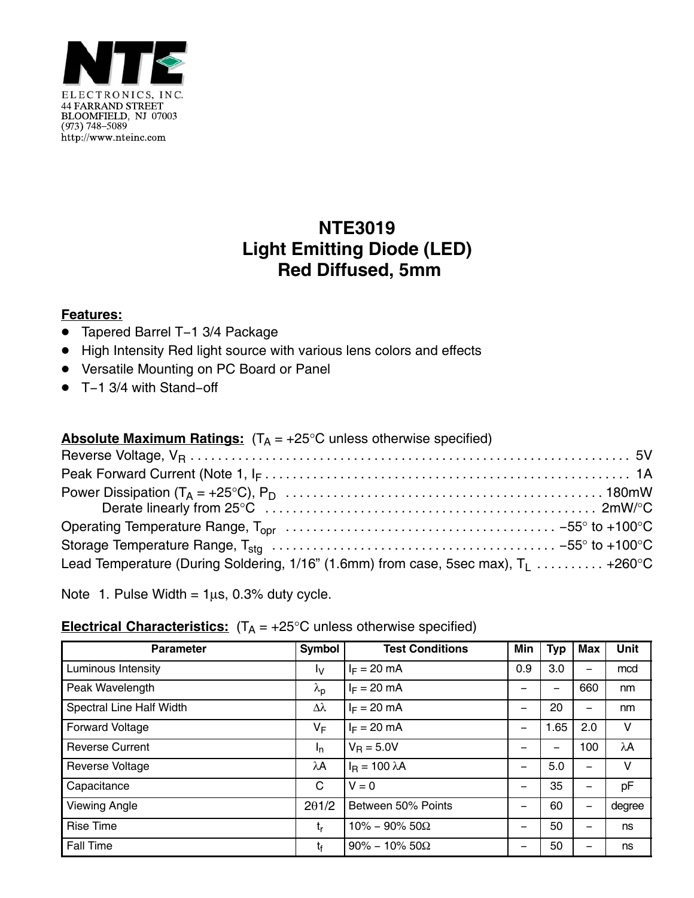ELECTRONICS, INC.
44 FARRAND STREET
BLOOMFIELD, NJ 07003
(973) 748–5089
http://www.nteinc.com

# NTE3019
# Light Emitting Diode (LED)
# Red Diffused, 5mm

**Features:**

- Tapered Barrel T–1 3/4 Package
- High Intensity Red light source with various lens colors and effects
- Versatile Mounting on PC Board or Panel
- T–1 3/4 with Stand–off

**Absolute Maximum Ratings:** ($T_A$ = +25°C unless otherwise specified)

Reverse Voltage, $V_R$ . . . . . . . . . . . . . . . . . . . . . . . . . . . . . . . . . . . . . . . . . . . . . . . . . . . . . . . . . . . . . . 5V
Peak Forward Current (Note 1, $I_F$ . . . . . . . . . . . . . . . . . . . . . . . . . . . . . . . . . . . . . . . . . . . . . . . . . . . . . . 1A
Power Dissipation ($T_A$ = +25°C), $P_D$ . . . . . . . . . . . . . . . . . . . . . . . . . . . . . . . . . . . . . . . . . . . . . . 180mW
Derate linearly from 25°C . . . . . . . . . . . . . . . . . . . . . . . . . . . . . . . . . . . . . . . . . . . . . . . . 2mW/°C
Operating Temperature Range, $T_{opr}$ . . . . . . . . . . . . . . . . . . . . . . . . . . . . . . . . . . . . . . −55° to +100°C
Storage Temperature Range, $T_{stg}$ . . . . . . . . . . . . . . . . . . . . . . . . . . . . . . . . . . . . . . . . −55° to +100°C
Lead Temperature (During Soldering, 1/16" (1.6mm) from case, 5sec max), $T_L$ . . . . . . . . . . +260°C

Note 1. Pulse Width = 1μs, 0.3% duty cycle.

**Electrical Characteristics:** ($T_A$ = +25°C unless otherwise specified)

| Parameter | Symbol | Test Conditions | Min | Typ | Max | Unit |
|---|---|---|---|---|---|---|
| Luminous Intensity | $I_V$ | $I_F$ = 20 mA | 0.9 | 3.0 | – | mcd |
| Peak Wavelength | $\lambda_p$ | $I_F$ = 20 mA | – | – | 660 | nm |
| Spectral Line Half Width | $\Delta\lambda$ | $I_F$ = 20 mA | – | 20 | – | nm |
| Forward Voltage | $V_F$ | $I_F$ = 20 mA | – | 1.65 | 2.0 | V |
| Reverse Current | $I_n$ | $V_R$ = 5.0V | – | – | 100 | λA |
| Reverse Voltage | λA | $I_R$ = 100 λA | – | 5.0 | – | V |
| Capacitance | C | V = 0 | – | 35 | – | pF |
| Viewing Angle | 2θ1/2 | Between 50% Points | – | 60 | – | degree |
| Rise Time | $t_r$ | 10% – 90% 50Ω | – | 50 | – | ns |
| Fall Time | $t_f$ | 90% – 10% 50Ω | – | 50 | – | ns |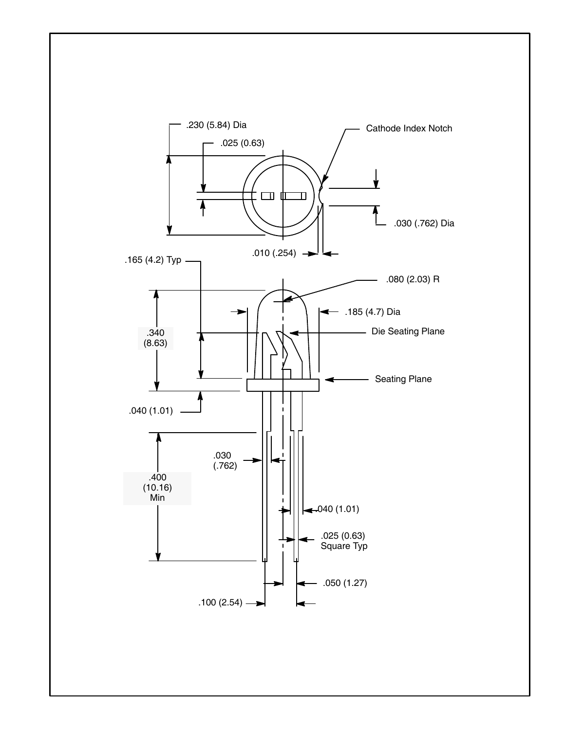.230 (5.84) Dia

.025 (0.63)

Cathode Index Notch

.030 (.762) Dia

.010 (.254)

.165 (4.2) Typ

.080 (2.03) R

.185 (4.7) Dia

.340
(8.63)

Die Seating Plane

Seating Plane

.040 (1.01)

.030
(.762)

.400
(10.16)
Min

.040 (1.01)

.025 (0.63)
Square Typ

.050 (1.27)

.100 (2.54)